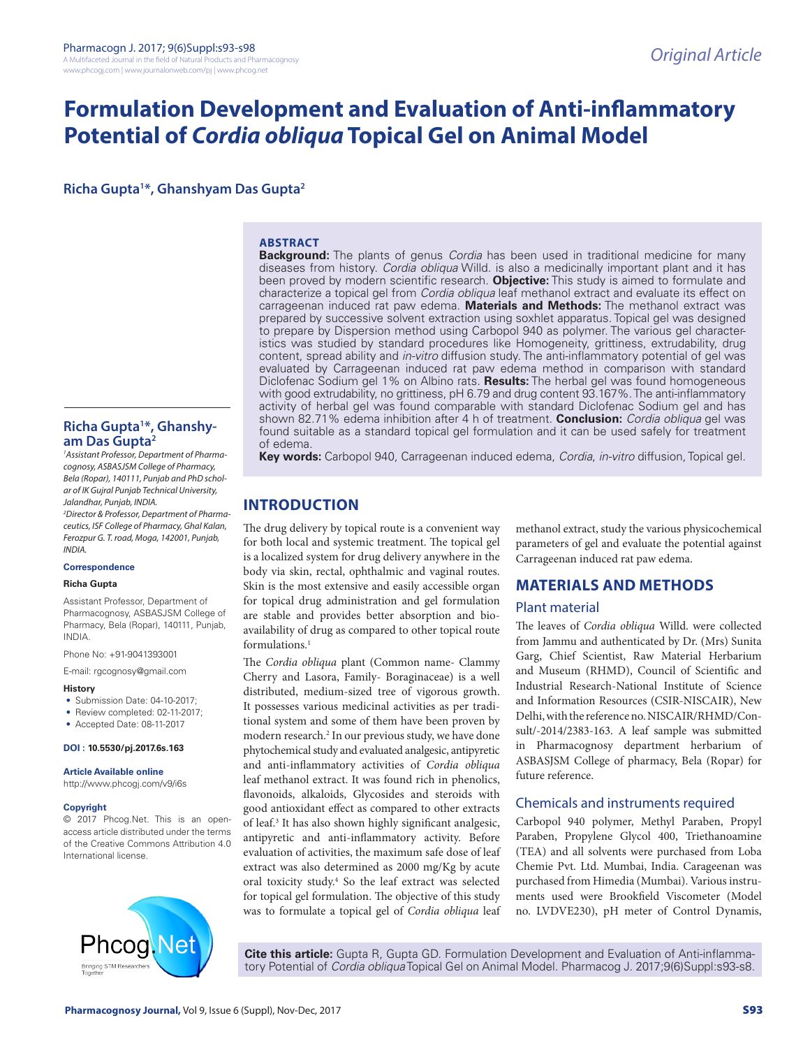Original Article

# Formulation Development and Evaluation of Anti-inflammatory Potential of *Cordia obliqua* Topical Gel on Animal Model

**Richa Gupta[1]*, Ghanshyam Das Gupta[2]**

## ABSTRACT

**Background:** The plants of genus *Cordia* has been used in traditional medicine for many diseases from history. *Cordia obliqua* Willd. is also a medicinally important plant and it has been proved by modern scientific research. **Objective:** This study is aimed to formulate and characterize a topical gel from *Cordia obliqua* leaf methanol extract and evaluate its effect on carrageenan induced rat paw edema. **Materials and Methods:** The methanol extract was prepared by successive solvent extraction using soxhlet apparatus. Topical gel was designed to prepare by Dispersion method using Carbopol 940 as polymer. The various gel characteristics was studied by standard procedures like Homogeneity, grittiness, extrudability, drug content, spread ability and *in-vitro* diffusion study. The anti-inflammatory potential of gel was evaluated by Carrageenan induced rat paw edema method in comparison with standard Diclofenac Sodium gel 1% on Albino rats. **Results:** The herbal gel was found homogeneous with good extrudability, no grittiness, pH 6.79 and drug content 93.167%. The anti-inflammatory activity of herbal gel was found comparable with standard Diclofenac Sodium gel and has shown 82.71% edema inhibition after 4 h of treatment. **Conclusion:** *Cordia obliqua* gel was found suitable as a standard topical gel formulation and it can be used safely for treatment of edema.

**Key words:** Carbopol 940, Carrageenan induced edema, *Cordia*, *in-vitro* diffusion, Topical gel.

**Richa Gupta[1]*, Ghanshyam Das Gupta[2]**

[1]*Assistant Professor, Department of Pharmacognosy, ASBASJSM College of Pharmacy, Bela (Ropar), 140111, Punjab and PhD scholar of IK Gujral Punjab Technical University, Jalandhar, Punjab, INDIA.*

[2]*Director & Professor, Department of Pharmaceutics, ISF College of Pharmacy, Ghal Kalan, Ferozpur G. T. road, Moga, 142001, Punjab, INDIA.*

**Correspondence**

**Richa Gupta**

Assistant Professor, Department of Pharmacognosy, ASBASJSM College of Pharmacy, Bela (Ropar), 140111, Punjab, INDIA.

Phone No: +91-9041393001

E-mail: rgcognosy@gmail.com

**History**

- Submission Date: 04-10-2017;
- Review completed: 02-11-2017;
- Accepted Date: 08-11-2017

**DOI : 10.5530/pj.2017.6s.163**

**Article Available online**

http://www.phcogj.com/v9/i6s

**Copyright**

© 2017 Phcog.Net. This is an open-access article distributed under the terms of the Creative Commons Attribution 4.0 International license.

**Cite this article:** Gupta R, Gupta GD. Formulation Development and Evaluation of Anti-inflammatory Potential of *Cordia obliqua* Topical Gel on Animal Model. Pharmacog J. 2017;9(6)Suppl:s93-s8.

## INTRODUCTION

The drug delivery by topical route is a convenient way for both local and systemic treatment. The topical gel is a localized system for drug delivery anywhere in the body via skin, rectal, ophthalmic and vaginal routes. Skin is the most extensive and easily accessible organ for topical drug administration and gel formulation are stable and provides better absorption and bioavailability of drug as compared to other topical route formulations.[1]

The *Cordia obliqua* plant (Common name- Clammy Cherry and Lasora, Family- Boraginaceae) is a well distributed, medium-sized tree of vigorous growth. It possesses various medicinal activities as per traditional system and some of them have been proven by modern research.[2] In our previous study, we have done phytochemical study and evaluated analgesic, antipyretic and anti-inflammatory activities of *Cordia obliqua* leaf methanol extract. It was found rich in phenolics, flavonoids, alkaloids, Glycosides and steroids with good antioxidant effect as compared to other extracts of leaf.[3] It has also shown highly significant analgesic, antipyretic and anti-inflammatory activity. Before evaluation of activities, the maximum safe dose of leaf extract was also determined as 2000 mg/Kg by acute oral toxicity study.[4] So the leaf extract was selected for topical gel formulation. The objective of this study was to formulate a topical gel of *Cordia obliqua* leaf methanol extract, study the various physicochemical parameters of gel and evaluate the potential against Carrageenan induced rat paw edema.

## MATERIALS AND METHODS

### Plant material

The leaves of *Cordia obliqua* Willd. were collected from Jammu and authenticated by Dr. (Mrs) Sunita Garg, Chief Scientist, Raw Material Herbarium and Museum (RHMD), Council of Scientific and Industrial Research-National Institute of Science and Information Resources (CSIR-NISCAIR), New Delhi, with the reference no. NISCAIR/RHMD/Consult/-2014/2383-163. A leaf sample was submitted in Pharmacognosy department herbarium of ASBASJSM College of pharmacy, Bela (Ropar) for future reference.

### Chemicals and instruments required

Carbopol 940 polymer, Methyl Paraben, Propyl Paraben, Propylene Glycol 400, Triethanoamine (TEA) and all solvents were purchased from Loba Chemie Pvt. Ltd. Mumbai, India. Carageenan was purchased from Himedia (Mumbai). Various instruments used were Brookfield Viscometer (Model no. LVDVE230), pH meter of Control Dynamis,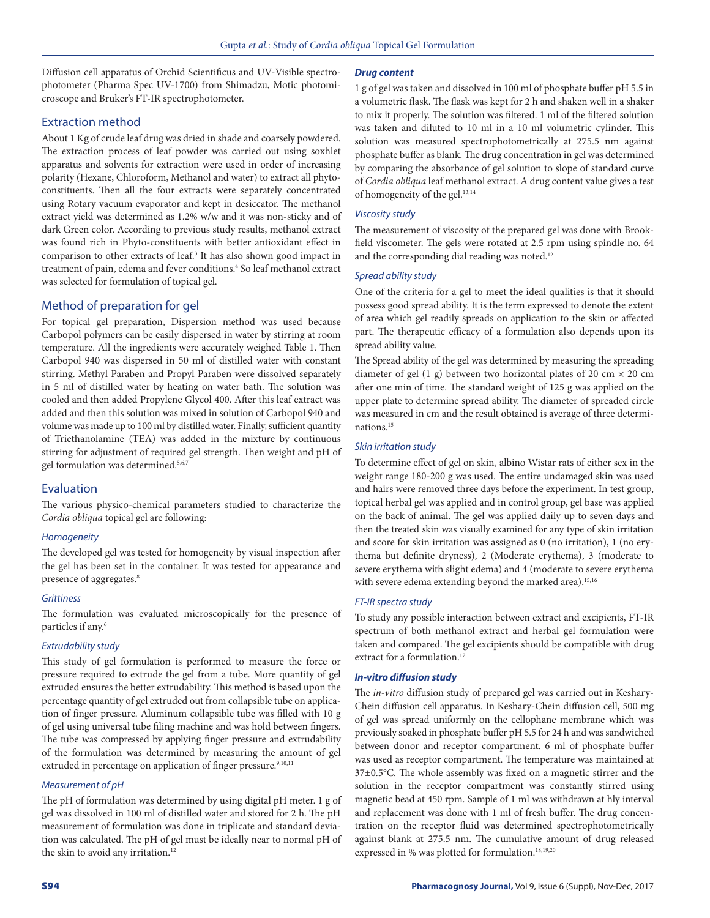Diffusion cell apparatus of Orchid Scientificus and UV-Visible spectrophotometer (Pharma Spec UV-1700) from Shimadzu, Motic photomicroscope and Bruker's FT-IR spectrophotometer.

## Extraction method

About 1 Kg of crude leaf drug was dried in shade and coarsely powdered. The extraction process of leaf powder was carried out using soxhlet apparatus and solvents for extraction were used in order of increasing polarity (Hexane, Chloroform, Methanol and water) to extract all phytoconstituents. Then all the four extracts were separately concentrated using Rotary vacuum evaporator and kept in desiccator. The methanol extract yield was determined as 1.2% w/w and it was non-sticky and of dark Green color. According to previous study results, methanol extract was found rich in Phyto-constituents with better antioxidant effect in comparison to other extracts of leaf.[3] It has also shown good impact in treatment of pain, edema and fever conditions.[4] So leaf methanol extract was selected for formulation of topical gel.

## Method of preparation for gel

For topical gel preparation, Dispersion method was used because Carbopol polymers can be easily dispersed in water by stirring at room temperature. All the ingredients were accurately weighed Table 1. Then Carbopol 940 was dispersed in 50 ml of distilled water with constant stirring. Methyl Paraben and Propyl Paraben were dissolved separately in 5 ml of distilled water by heating on water bath. The solution was cooled and then added Propylene Glycol 400. After this leaf extract was added and then this solution was mixed in solution of Carbopol 940 and volume was made up to 100 ml by distilled water. Finally, sufficient quantity of Triethanolamine (TEA) was added in the mixture by continuous stirring for adjustment of required gel strength. Then weight and pH of gel formulation was determined.[5,6,7]

## Evaluation

The various physico-chemical parameters studied to characterize the *Cordia obliqua* topical gel are following:

### *Homogeneity*

The developed gel was tested for homogeneity by visual inspection after the gel has been set in the container. It was tested for appearance and presence of aggregates.[8]

### *Grittiness*

The formulation was evaluated microscopically for the presence of particles if any.[6]

### *Extrudability study*

This study of gel formulation is performed to measure the force or pressure required to extrude the gel from a tube. More quantity of gel extruded ensures the better extrudability. This method is based upon the percentage quantity of gel extruded out from collapsible tube on application of finger pressure. Aluminum collapsible tube was filled with 10 g of gel using universal tube filing machine and was hold between fingers. The tube was compressed by applying finger pressure and extrudability of the formulation was determined by measuring the amount of gel extruded in percentage on application of finger pressure.[9,10,11]

### *Measurement of pH*

The pH of formulation was determined by using digital pH meter. 1 g of gel was dissolved in 100 ml of distilled water and stored for 2 h. The pH measurement of formulation was done in triplicate and standard deviation was calculated. The pH of gel must be ideally near to normal pH of the skin to avoid any irritation.[12]

### ***Drug content***

1 g of gel was taken and dissolved in 100 ml of phosphate buffer pH 5.5 in a volumetric flask. The flask was kept for 2 h and shaken well in a shaker to mix it properly. The solution was filtered. 1 ml of the filtered solution was taken and diluted to 10 ml in a 10 ml volumetric cylinder. This solution was measured spectrophotometrically at 275.5 nm against phosphate buffer as blank. The drug concentration in gel was determined by comparing the absorbance of gel solution to slope of standard curve of *Cordia obliqua* leaf methanol extract. A drug content value gives a test of homogeneity of the gel.[13,14]

### *Viscosity study*

The measurement of viscosity of the prepared gel was done with Brookfield viscometer. The gels were rotated at 2.5 rpm using spindle no. 64 and the corresponding dial reading was noted.[12]

### *Spread ability study*

One of the criteria for a gel to meet the ideal qualities is that it should possess good spread ability. It is the term expressed to denote the extent of area which gel readily spreads on application to the skin or affected part. The therapeutic efficacy of a formulation also depends upon its spread ability value.

The Spread ability of the gel was determined by measuring the spreading diameter of gel (1 g) between two horizontal plates of 20 cm × 20 cm after one min of time. The standard weight of 125 g was applied on the upper plate to determine spread ability. The diameter of spreaded circle was measured in cm and the result obtained is average of three determinations.[15]

### *Skin irritation study*

To determine effect of gel on skin, albino Wistar rats of either sex in the weight range 180-200 g was used. The entire undamaged skin was used and hairs were removed three days before the experiment. In test group, topical herbal gel was applied and in control group, gel base was applied on the back of animal. The gel was applied daily up to seven days and then the treated skin was visually examined for any type of skin irritation and score for skin irritation was assigned as 0 (no irritation), 1 (no erythema but definite dryness), 2 (Moderate erythema), 3 (moderate to severe erythema with slight edema) and 4 (moderate to severe erythema with severe edema extending beyond the marked area).[15,16]

### *FT-IR spectra study*

To study any possible interaction between extract and excipients, FT-IR spectrum of both methanol extract and herbal gel formulation were taken and compared. The gel excipients should be compatible with drug extract for a formulation.[17]

### ***In-vitro diffusion study***

The *in-vitro* diffusion study of prepared gel was carried out in Keshary-Chein diffusion cell apparatus. In Keshary-Chein diffusion cell, 500 mg of gel was spread uniformly on the cellophane membrane which was previously soaked in phosphate buffer pH 5.5 for 24 h and was sandwiched between donor and receptor compartment. 6 ml of phosphate buffer was used as receptor compartment. The temperature was maintained at 37±0.5°C. The whole assembly was fixed on a magnetic stirrer and the solution in the receptor compartment was constantly stirred using magnetic bead at 450 rpm. Sample of 1 ml was withdrawn at hly interval and replacement was done with 1 ml of fresh buffer. The drug concentration on the receptor fluid was determined spectrophotometrically against blank at 275.5 nm. The cumulative amount of drug released expressed in % was plotted for formulation.[18,19,20]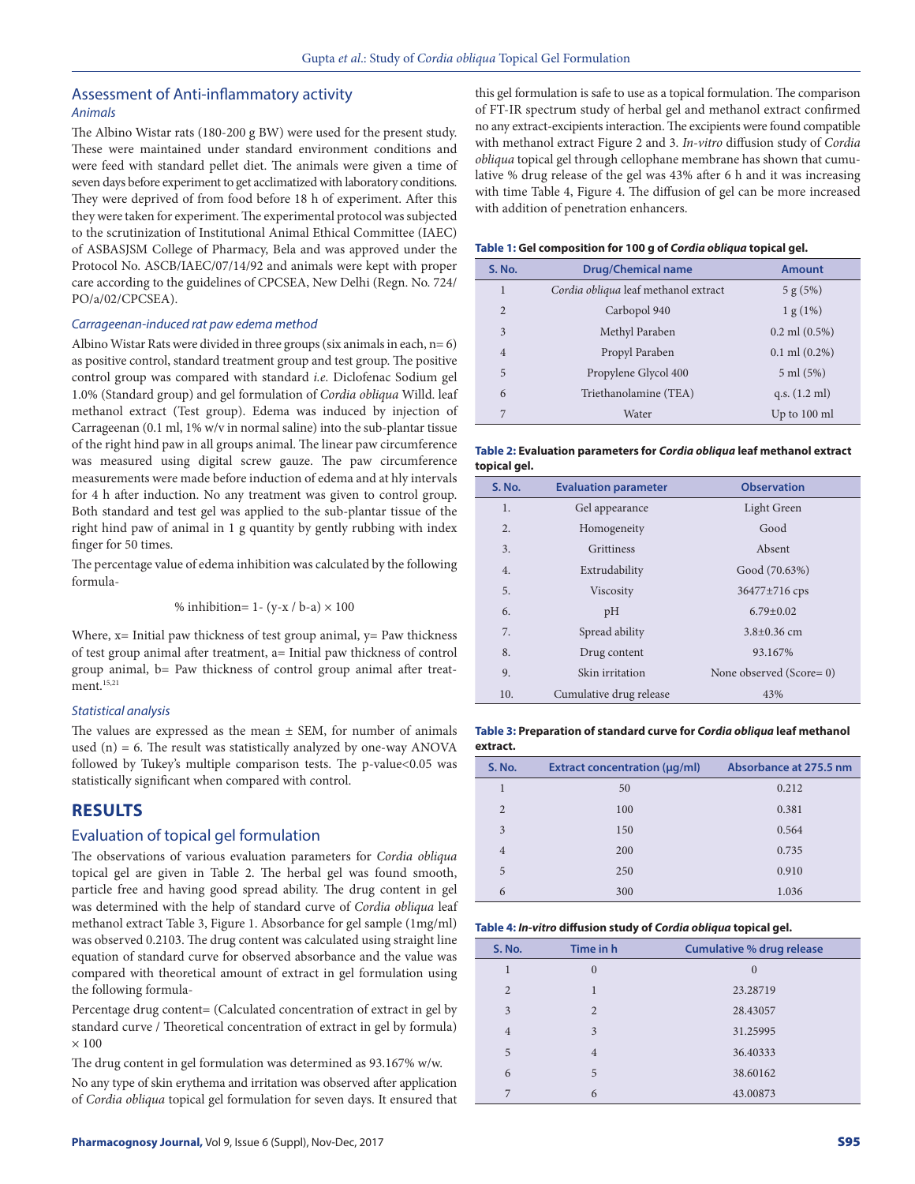## Assessment of Anti-inflammatory activity

### Animals

The Albino Wistar rats (180-200 g BW) were used for the present study. These were maintained under standard environment conditions and were feed with standard pellet diet. The animals were given a time of seven days before experiment to get acclimatized with laboratory conditions. They were deprived of from food before 18 h of experiment. After this they were taken for experiment. The experimental protocol was subjected to the scrutinization of Institutional Animal Ethical Committee (IAEC) of ASBASJSM College of Pharmacy, Bela and was approved under the Protocol No. ASCB/IAEC/07/14/92 and animals were kept with proper care according to the guidelines of CPCSEA, New Delhi (Regn. No. 724/PO/a/02/CPCSEA).

### Carrageenan-induced rat paw edema method

Albino Wistar Rats were divided in three groups (six animals in each, n= 6) as positive control, standard treatment group and test group. The positive control group was compared with standard *i.e.* Diclofenac Sodium gel 1.0% (Standard group) and gel formulation of *Cordia obliqua* Willd. leaf methanol extract (Test group). Edema was induced by injection of Carrageenan (0.1 ml, 1% w/v in normal saline) into the sub-plantar tissue of the right hind paw in all groups animal. The linear paw circumference was measured using digital screw gauze. The paw circumference measurements were made before induction of edema and at hly intervals for 4 h after induction. No any treatment was given to control group. Both standard and test gel was applied to the sub-plantar tissue of the right hind paw of animal in 1 g quantity by gently rubbing with index finger for 50 times.

The percentage value of edema inhibition was calculated by the following formula-

$$\% \text{ inhibition} = 1 - (y - x / b - a) \times 100$$

Where, x= Initial paw thickness of test group animal, y= Paw thickness of test group animal after treatment, a= Initial paw thickness of control group animal, b= Paw thickness of control group animal after treatment.[15,21]

### Statistical analysis

The values are expressed as the mean ± SEM, for number of animals used (n) = 6. The result was statistically analyzed by one-way ANOVA followed by Tukey's multiple comparison tests. The p-value<0.05 was statistically significant when compared with control.

# RESULTS

## Evaluation of topical gel formulation

The observations of various evaluation parameters for *Cordia obliqua* topical gel are given in Table 2. The herbal gel was found smooth, particle free and having good spread ability. The drug content in gel was determined with the help of standard curve of *Cordia obliqua* leaf methanol extract Table 3, Figure 1. Absorbance for gel sample (1mg/ml) was observed 0.2103. The drug content was calculated using straight line equation of standard curve for observed absorbance and the value was compared with theoretical amount of extract in gel formulation using the following formula-

Percentage drug content= (Calculated concentration of extract in gel by standard curve / Theoretical concentration of extract in gel by formula) × 100

The drug content in gel formulation was determined as 93.167% w/w.

No any type of skin erythema and irritation was observed after application of *Cordia obliqua* topical gel formulation for seven days. It ensured that this gel formulation is safe to use as a topical formulation. The comparison of FT-IR spectrum study of herbal gel and methanol extract confirmed no any extract-excipients interaction. The excipients were found compatible with methanol extract Figure 2 and 3. *In-vitro* diffusion study of *Cordia obliqua* topical gel through cellophane membrane has shown that cumulative % drug release of the gel was 43% after 6 h and it was increasing with time Table 4, Figure 4. The diffusion of gel can be more increased with addition of penetration enhancers.

**Table 1: Gel composition for 100 g of *Cordia obliqua* topical gel.**

| S. No. | Drug/Chemical name | Amount |
|---|---|---|
| 1 | *Cordia obliqua* leaf methanol extract | 5 g (5%) |
| 2 | Carbopol 940 | 1 g (1%) |
| 3 | Methyl Paraben | 0.2 ml (0.5%) |
| 4 | Propyl Paraben | 0.1 ml (0.2%) |
| 5 | Propylene Glycol 400 | 5 ml (5%) |
| 6 | Triethanolamine (TEA) | q.s. (1.2 ml) |
| 7 | Water | Up to 100 ml |

**Table 2: Evaluation parameters for *Cordia obliqua* leaf methanol extract topical gel.**

| S. No. | Evaluation parameter | Observation |
|---|---|---|
| 1. | Gel appearance | Light Green |
| 2. | Homogeneity | Good |
| 3. | Grittiness | Absent |
| 4. | Extrudability | Good (70.63%) |
| 5. | Viscosity | 36477±716 cps |
| 6. | pH | 6.79±0.02 |
| 7. | Spread ability | 3.8±0.36 cm |
| 8. | Drug content | 93.167% |
| 9. | Skin irritation | None observed (Score= 0) |
| 10. | Cumulative drug release | 43% |

**Table 3: Preparation of standard curve for *Cordia obliqua* leaf methanol extract.**

| S. No. | Extract concentration (μg/ml) | Absorbance at 275.5 nm |
|---|---|---|
| 1 | 50 | 0.212 |
| 2 | 100 | 0.381 |
| 3 | 150 | 0.564 |
| 4 | 200 | 0.735 |
| 5 | 250 | 0.910 |
| 6 | 300 | 1.036 |

**Table 4: *In-vitro* diffusion study of *Cordia obliqua* topical gel.**

| S. No. | Time in h | Cumulative % drug release |
|---|---|---|
| 1 | 0 | 0 |
| 2 | 1 | 23.28719 |
| 3 | 2 | 28.43057 |
| 4 | 3 | 31.25995 |
| 5 | 4 | 36.40333 |
| 6 | 5 | 38.60162 |
| 7 | 6 | 43.00873 |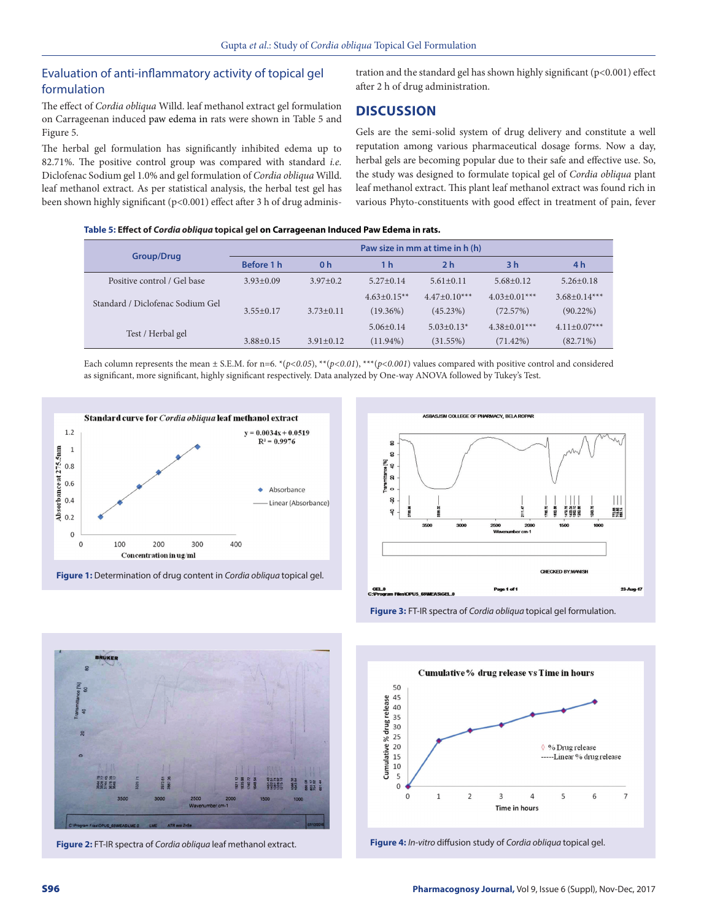## Evaluation of anti-inflammatory activity of topical gel formulation

The effect of *Cordia obliqua* Willd. leaf methanol extract gel formulation on Carrageenan induced paw edema in rats were shown in Table 5 and Figure 5.

The herbal gel formulation has significantly inhibited edema up to 82.71%. The positive control group was compared with standard *i.e.* Diclofenac Sodium gel 1.0% and gel formulation of *Cordia obliqua* Willd. leaf methanol extract. As per statistical analysis, the herbal test gel has been shown highly significant (p<0.001) effect after 3 h of drug administration and the standard gel has shown highly significant (p<0.001) effect after 2 h of drug administration.

## DISCUSSION

Gels are the semi-solid system of drug delivery and constitute a well reputation among various pharmaceutical dosage forms. Now a day, herbal gels are becoming popular due to their safe and effective use. So, the study was designed to formulate topical gel of *Cordia obliqua* plant leaf methanol extract. This plant leaf methanol extract was found rich in various Phyto-constituents with good effect in treatment of pain, fever

**Table 5: Effect of *Cordia obliqua* topical gel on Carrageenan Induced Paw Edema in rats.**

| Group/Drug | Paw size in mm at time in h (h) | | | | | |
|---|---|---|---|---|---|---|
| | Before 1 h | 0 h | 1 h | 2 h | 3 h | 4 h |
| Positive control / Gel base | 3.93±0.09 | 3.97±0.2 | 5.27±0.14 | 5.61±0.11 | 5.68±0.12 | 5.26±0.18 |
| Standard / Diclofenac Sodium Gel | 3.55±0.17 | 3.73±0.11 | 4.63±0.15** (19.36%) | 4.47±0.10*** (45.23%) | 4.03±0.01*** (72.57%) | 3.68±0.14*** (90.22%) |
| Test / Herbal gel | 3.88±0.15 | 3.91±0.12 | 5.06±0.14 (11.94%) | 5.03±0.13* (31.55%) | 4.38±0.01*** (71.42%) | 4.11±0.07*** (82.71%) |

Each column represents the mean ± S.E.M. for n=6. *(*p<0.05*), **(*p<0.01*), ***(*p<0.001*) values compared with positive control and considered as significant, more significant, highly significant respectively. Data analyzed by One-way ANOVA followed by Tukey's Test.

**Figure 1:** Determination of drug content in *Cordia obliqua* topical gel.

**Figure 3:** FT-IR spectra of *Cordia obliqua* topical gel formulation.

**Figure 2:** FT-IR spectra of *Cordia obliqua* leaf methanol extract.

**Figure 4:** *In-vitro* diffusion study of *Cordia obliqua* topical gel.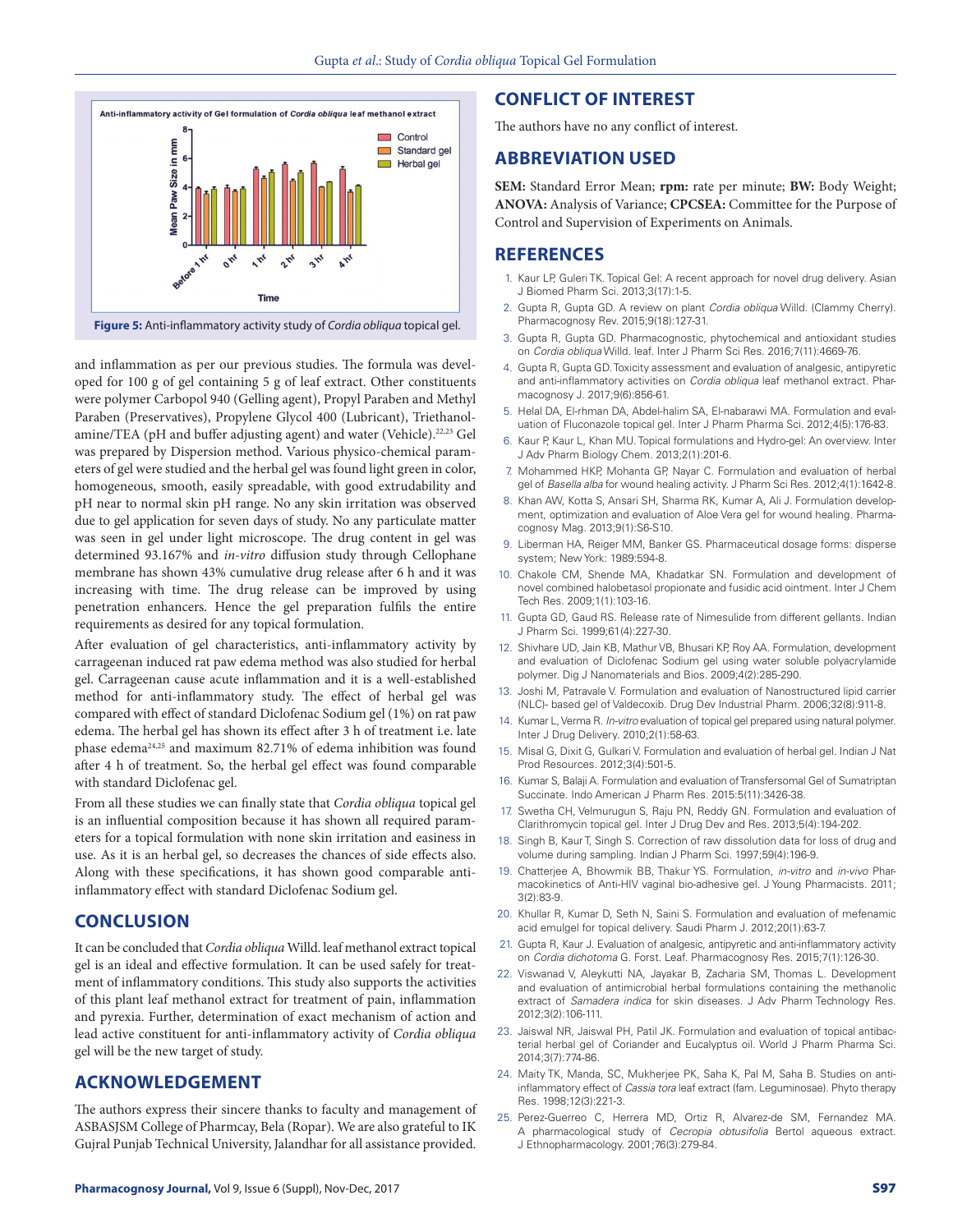Figure 5: Anti-inflammatory activity study of *Cordia obliqua* topical gel.

and inflammation as per our previous studies. The formula was developed for 100 g of gel containing 5 g of leaf extract. Other constituents were polymer Carbopol 940 (Gelling agent), Propyl Paraben and Methyl Paraben (Preservatives), Propylene Glycol 400 (Lubricant), Triethanolamine/TEA (pH and buffer adjusting agent) and water (Vehicle).[22,23] Gel was prepared by Dispersion method. Various physico-chemical parameters of gel were studied and the herbal gel was found light green in color, homogeneous, smooth, easily spreadable, with good extrudability and pH near to normal skin pH range. No any skin irritation was observed due to gel application for seven days of study. No any particulate matter was seen in gel under light microscope. The drug content in gel was determined 93.167% and *in-vitro* diffusion study through Cellophane membrane has shown 43% cumulative drug release after 6 h and it was increasing with time. The drug release can be improved by using penetration enhancers. Hence the gel preparation fulfils the entire requirements as desired for any topical formulation.

After evaluation of gel characteristics, anti-inflammatory activity by carrageenan induced rat paw edema method was also studied for herbal gel. Carrageenan cause acute inflammation and it is a well-established method for anti-inflammatory study. The effect of herbal gel was compared with effect of standard Diclofenac Sodium gel (1%) on rat paw edema. The herbal gel has shown its effect after 3 h of treatment i.e. late phase edema[24,25] and maximum 82.71% of edema inhibition was found after 4 h of treatment. So, the herbal gel effect was found comparable with standard Diclofenac gel.

From all these studies we can finally state that *Cordia obliqua* topical gel is an influential composition because it has shown all required parameters for a topical formulation with none skin irritation and easiness in use. As it is an herbal gel, so decreases the chances of side effects also. Along with these specifications, it has shown good comparable anti-inflammatory effect with standard Diclofenac Sodium gel.

## CONCLUSION

It can be concluded that *Cordia obliqua* Willd. leaf methanol extract topical gel is an ideal and effective formulation. It can be used safely for treatment of inflammatory conditions. This study also supports the activities of this plant leaf methanol extract for treatment of pain, inflammation and pyrexia. Further, determination of exact mechanism of action and lead active constituent for anti-inflammatory activity of *Cordia obliqua* gel will be the new target of study.

## ACKNOWLEDGEMENT

The authors express their sincere thanks to faculty and management of ASBASJSM College of Pharmcay, Bela (Ropar). We are also grateful to IK Gujral Punjab Technical University, Jalandhar for all assistance provided.

## CONFLICT OF INTEREST

The authors have no any conflict of interest.

## ABBREVIATION USED

**SEM:** Standard Error Mean; **rpm:** rate per minute; **BW:** Body Weight; **ANOVA:** Analysis of Variance; **CPCSEA:** Committee for the Purpose of Control and Supervision of Experiments on Animals.

## REFERENCES

1. Kaur LP, Guleri TK. Topical Gel: A recent approach for novel drug delivery. Asian J Biomed Pharm Sci. 2013;3(17):1-5.
2. Gupta R, Gupta GD. A review on plant *Cordia obliqua* Willd. (Clammy Cherry). Pharmacognosy Rev. 2015;9(18):127-31.
3. Gupta R, Gupta GD. Pharmacognostic, phytochemical and antioxidant studies on *Cordia obliqua* Willd. leaf. Inter J Pharm Sci Res. 2016;7(11):4669-76.
4. Gupta R, Gupta GD. Toxicity assessment and evaluation of analgesic, antipyretic and anti-inflammatory activities on *Cordia obliqua* leaf methanol extract. Pharmacognosy J. 2017;9(6):856-61.
5. Helal DA, El-rhman DA, Abdel-halim SA, El-nabarawi MA. Formulation and evaluation of Fluconazole topical gel. Inter J Pharm Pharma Sci. 2012;4(5):176-83.
6. Kaur P, Kaur L, Khan MU. Topical formulations and Hydro-gel: An overview. Inter J Adv Pharm Biology Chem. 2013;2(1):201-6.
7. Mohammed HKP, Mohanta GP, Nayar C. Formulation and evaluation of herbal gel of *Basella alba* for wound healing activity. J Pharm Sci Res. 2012;4(1):1642-8.
8. Khan AW, Kotta S, Ansari SH, Sharma RK, Kumar A, Ali J. Formulation development, optimization and evaluation of Aloe Vera gel for wound healing. Pharmacognosy Mag. 2013;9(1):S6-S10.
9. Liberman HA, Reiger MM, Banker GS. Pharmaceutical dosage forms: disperse system; New York: 1989:594-8.
10. Chakole CM, Shende MA, Khadatkar SN. Formulation and development of novel combined halobetasol propionate and fusidic acid ointment. Inter J Chem Tech Res. 2009;1(1):103-16.
11. Gupta GD, Gaud RS. Release rate of Nimesulide from different gellants. Indian J Pharm Sci. 1999;61(4):227-30.
12. Shivhare UD, Jain KB, Mathur VB, Bhusari KP, Roy AA. Formulation, development and evaluation of Diclofenac Sodium gel using water soluble polyacrylamide polymer. Dig J Nanomaterials and Bios. 2009;4(2):285-290.
13. Joshi M, Patravale V. Formulation and evaluation of Nanostructured lipid carrier (NLC)- based gel of Valdecoxib. Drug Dev Industrial Pharm. 2006;32(8):911-8.
14. Kumar L, Verma R. *In-vitro* evaluation of topical gel prepared using natural polymer. Inter J Drug Delivery. 2010;2(1):58-63.
15. Misal G, Dixit G, Gulkari V. Formulation and evaluation of herbal gel. Indian J Nat Prod Resources. 2012;3(4):501-5.
16. Kumar S, Balaji A. Formulation and evaluation of Transfersomal Gel of Sumatriptan Succinate. Indo American J Pharm Res. 2015:5(11):3426-38.
17. Swetha CH, Velmurugun S, Raju PN, Reddy GN. Formulation and evaluation of Clarithromycin topical gel. Inter J Drug Dev and Res. 2013;5(4):194-202.
18. Singh B, Kaur T, Singh S. Correction of raw dissolution data for loss of drug and volume during sampling. Indian J Pharm Sci. 1997;59(4):196-9.
19. Chatterjee A, Bhowmik BB, Thakur YS. Formulation, *in-vitro* and *in-vivo* Pharmacokinetics of Anti-HIV vaginal bio-adhesive gel. J Young Pharmacists. 2011; 3(2):83-9.
20. Khullar R, Kumar D, Seth N, Saini S. Formulation and evaluation of mefenamic acid emulgel for topical delivery. Saudi Pharm J. 2012;20(1):63-7.
21. Gupta R, Kaur J. Evaluation of analgesic, antipyretic and anti-inflammatory activity on *Cordia dichotoma* G. Forst. Leaf. Pharmacognosy Res. 2015;7(1):126-30.
22. Viswanad V, Aleykutti NA, Jayakar B, Zacharia SM, Thomas L. Development and evaluation of antimicrobial herbal formulations containing the methanolic extract of *Samadera indica* for skin diseases. J Adv Pharm Technology Res. 2012;3(2):106-111.
23. Jaiswal NR, Jaiswal PH, Patil JK. Formulation and evaluation of topical antibacterial herbal gel of Coriander and Eucalyptus oil. World J Pharm Pharma Sci. 2014;3(7):774-86.
24. Maity TK, Manda, SC, Mukherjee PK, Saha K, Pal M, Saha B. Studies on anti-inflammatory effect of *Cassia tora* leaf extract (fam. Leguminosae). Phyto therapy Res. 1998;12(3):221-3.
25. Perez-Guerreo C, Herrera MD, Ortiz R, Alvarez-de SM, Fernandez MA. A pharmacological study of *Cecropia obtusifolia* Bertol aqueous extract. J Ethnopharmacology. 2001;76(3):279-84.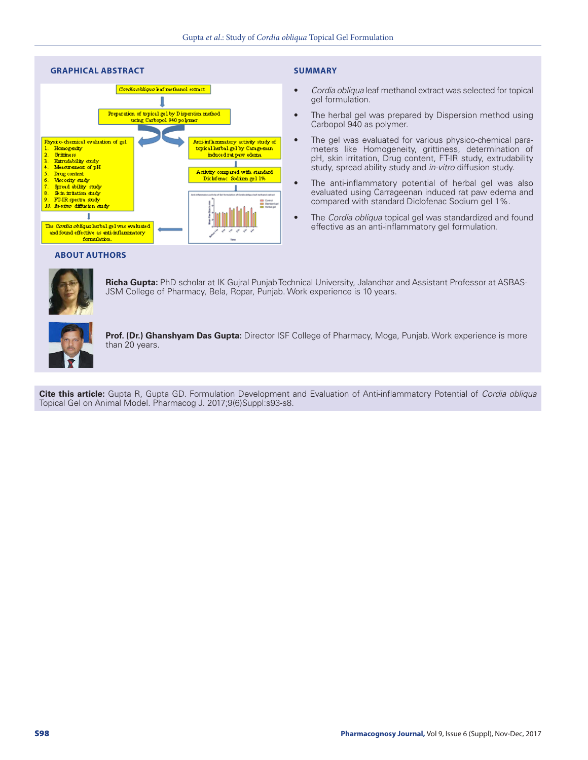## GRAPHICAL ABSTRACT

*Cordia obliqua* leaf methanol extract

Preparation of topical gel by Dispersion method using Carbopol 940 polymer

Physico-chemical evaluation of gel
1. Homogenity
2. Grittiness
3. Extrudability study
4. Measurement of pH
5. Drug content
6. Viscosity study
7. Spread ability study
8. Skin irritation study
9. FT-IR spectra study
10. *In-vitro* diffusion study

Anti-inflammatory activity study of topical herbal gel by Carageenan induced rat paw edema

Activity compared with standard Diclofenac Sodium gel 1%

Anti-inflammatory activity of Gel formulation of *Cordia obliqua* leaf methanol extract

Control
Standard gel
Herbal gel

Mean Paw Size in mm

Time

The *Cordia obliqua* herbal gel was evaluated and found effective as anti-inflammatory formulation.

## SUMMARY

- *Cordia obliqua* leaf methanol extract was selected for topical gel formulation.
- The herbal gel was prepared by Dispersion method using Carbopol 940 as polymer.
- The gel was evaluated for various physico-chemical parameters like Homogeneity, grittiness, determination of pH, skin irritation, Drug content, FT-IR study, extrudability study, spread ability study and *in-vitro* diffusion study.
- The anti-inflammatory potential of herbal gel was also evaluated using Carrageenan induced rat paw edema and compared with standard Diclofenac Sodium gel 1%.
- The *Cordia obliqua* topical gel was standardized and found effective as an anti-inflammatory gel formulation.

## ABOUT AUTHORS

**Richa Gupta:** PhD scholar at IK Gujral Punjab Technical University, Jalandhar and Assistant Professor at ASBAS-JSM College of Pharmacy, Bela, Ropar, Punjab. Work experience is 10 years.

**Prof. (Dr.) Ghanshyam Das Gupta:** Director ISF College of Pharmacy, Moga, Punjab. Work experience is more than 20 years.

**Cite this article:** Gupta R, Gupta GD. Formulation Development and Evaluation of Anti-inflammatory Potential of *Cordia obliqua* Topical Gel on Animal Model. Pharmacog J. 2017;9(6)Suppl:s93-s8.